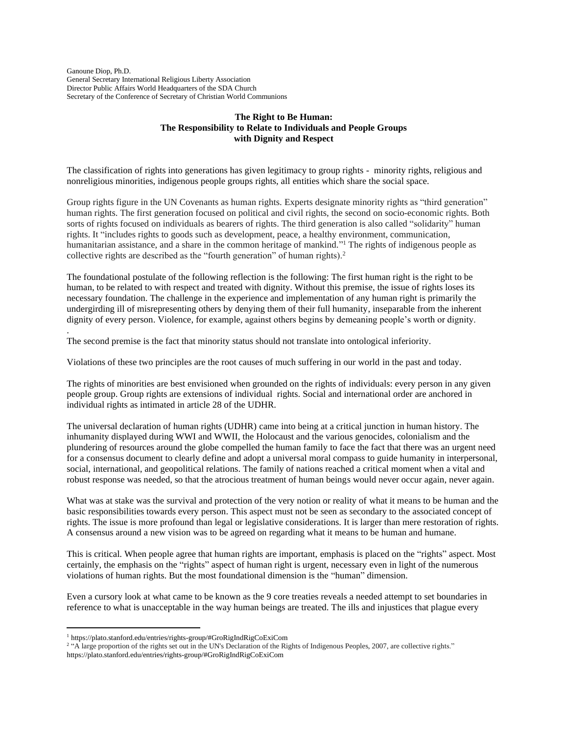Ganoune Diop, Ph.D.
General Secretary International Religious Liberty Association
Director Public Affairs World Headquarters of the SDA Church
Secretary of the Conference of Secretary of Christian World Communions

# The Right to Be Human: The Responsibility to Relate to Individuals and People Groups with Dignity and Respect

The classification of rights into generations has given legitimacy to group rights - minority rights, religious and nonreligious minorities, indigenous people groups rights, all entities which share the social space.

Group rights figure in the UN Covenants as human rights. Experts designate minority rights as "third generation" human rights. The first generation focused on political and civil rights, the second on socio-economic rights. Both sorts of rights focused on individuals as bearers of rights. The third generation is also called "solidarity" human rights. It "includes rights to goods such as development, peace, a healthy environment, communication, humanitarian assistance, and a share in the common heritage of mankind."[1] The rights of indigenous people as collective rights are described as the "fourth generation" of human rights).[2]

The foundational postulate of the following reflection is the following: The first human right is the right to be human, to be related to with respect and treated with dignity. Without this premise, the issue of rights loses its necessary foundation. The challenge in the experience and implementation of any human right is primarily the undergirding ill of misrepresenting others by denying them of their full humanity, inseparable from the inherent dignity of every person. Violence, for example, against others begins by demeaning people's worth or dignity.
.
The second premise is the fact that minority status should not translate into ontological inferiority.

Violations of these two principles are the root causes of much suffering in our world in the past and today.

The rights of minorities are best envisioned when grounded on the rights of individuals: every person in any given people group. Group rights are extensions of individual rights. Social and international order are anchored in individual rights as intimated in article 28 of the UDHR.

The universal declaration of human rights (UDHR) came into being at a critical junction in human history. The inhumanity displayed during WWI and WWII, the Holocaust and the various genocides, colonialism and the plundering of resources around the globe compelled the human family to face the fact that there was an urgent need for a consensus document to clearly define and adopt a universal moral compass to guide humanity in interpersonal, social, international, and geopolitical relations. The family of nations reached a critical moment when a vital and robust response was needed, so that the atrocious treatment of human beings would never occur again, never again.

What was at stake was the survival and protection of the very notion or reality of what it means to be human and the basic responsibilities towards every person. This aspect must not be seen as secondary to the associated concept of rights. The issue is more profound than legal or legislative considerations. It is larger than mere restoration of rights. A consensus around a new vision was to be agreed on regarding what it means to be human and humane.

This is critical. When people agree that human rights are important, emphasis is placed on the "rights" aspect. Most certainly, the emphasis on the "rights" aspect of human right is urgent, necessary even in light of the numerous violations of human rights. But the most foundational dimension is the "human" dimension.

Even a cursory look at what came to be known as the 9 core treaties reveals a needed attempt to set boundaries in reference to what is unacceptable in the way human beings are treated. The ills and injustices that plague every

---

[1] https://plato.stanford.edu/entries/rights-group/#GroRigIndRigCoExiCom

[2] "A large proportion of the rights set out in the UN's Declaration of the Rights of Indigenous Peoples, 2007, are collective rights." https://plato.stanford.edu/entries/rights-group/#GroRigIndRigCoExiCom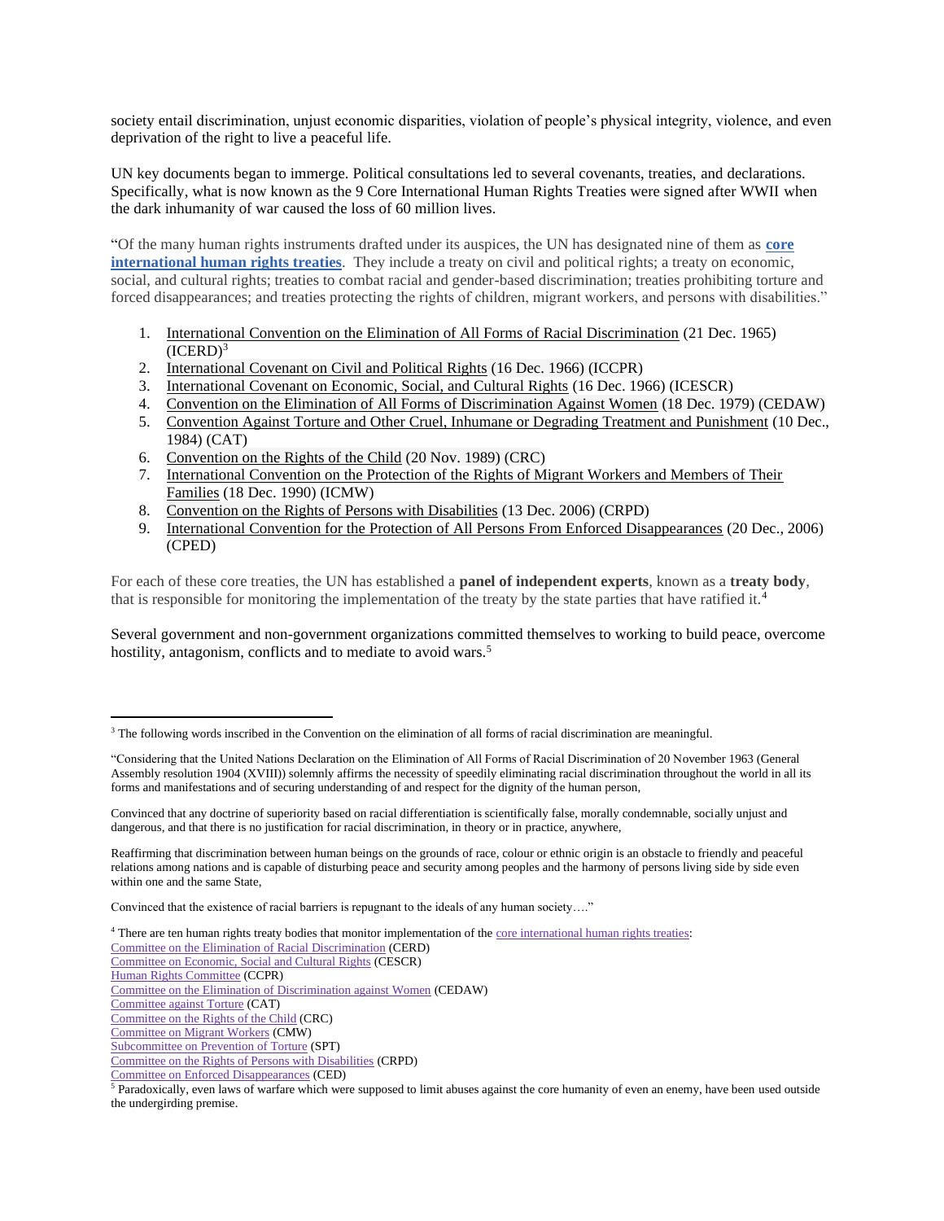society entail discrimination, unjust economic disparities, violation of people's physical integrity, violence, and even deprivation of the right to live a peaceful life.

UN key documents began to immerge. Political consultations led to several covenants, treaties, and declarations. Specifically, what is now known as the 9 Core International Human Rights Treaties were signed after WWII when the dark inhumanity of war caused the loss of 60 million lives.

"Of the many human rights instruments drafted under its auspices, the UN has designated nine of them as **core international human rights treaties**. They include a treaty on civil and political rights; a treaty on economic, social, and cultural rights; treaties to combat racial and gender-based discrimination; treaties prohibiting torture and forced disappearances; and treaties protecting the rights of children, migrant workers, and persons with disabilities."

1. International Convention on the Elimination of All Forms of Racial Discrimination (21 Dec. 1965) (ICERD)[3]
2. International Covenant on Civil and Political Rights (16 Dec. 1966) (ICCPR)
3. International Covenant on Economic, Social, and Cultural Rights (16 Dec. 1966) (ICESCR)
4. Convention on the Elimination of All Forms of Discrimination Against Women (18 Dec. 1979) (CEDAW)
5. Convention Against Torture and Other Cruel, Inhumane or Degrading Treatment and Punishment (10 Dec., 1984) (CAT)
6. Convention on the Rights of the Child (20 Nov. 1989) (CRC)
7. International Convention on the Protection of the Rights of Migrant Workers and Members of Their Families (18 Dec. 1990) (ICMW)
8. Convention on the Rights of Persons with Disabilities (13 Dec. 2006) (CRPD)
9. International Convention for the Protection of All Persons From Enforced Disappearances (20 Dec., 2006) (CPED)

For each of these core treaties, the UN has established a **panel of independent experts**, known as a **treaty body**, that is responsible for monitoring the implementation of the treaty by the state parties that have ratified it.[4]

Several government and non-government organizations committed themselves to working to build peace, overcome hostility, antagonism, conflicts and to mediate to avoid wars.[5]

---

[3] The following words inscribed in the Convention on the elimination of all forms of racial discrimination are meaningful.

"Considering that the United Nations Declaration on the Elimination of All Forms of Racial Discrimination of 20 November 1963 (General Assembly resolution 1904 (XVIII)) solemnly affirms the necessity of speedily eliminating racial discrimination throughout the world in all its forms and manifestations and of securing understanding of and respect for the dignity of the human person,

Convinced that any doctrine of superiority based on racial differentiation is scientifically false, morally condemnable, socially unjust and dangerous, and that there is no justification for racial discrimination, in theory or in practice, anywhere,

Reaffirming that discrimination between human beings on the grounds of race, colour or ethnic origin is an obstacle to friendly and peaceful relations among nations and is capable of disturbing peace and security among peoples and the harmony of persons living side by side even within one and the same State,

Convinced that the existence of racial barriers is repugnant to the ideals of any human society…."

[4] There are ten human rights treaty bodies that monitor implementation of the core international human rights treaties:
Committee on the Elimination of Racial Discrimination (CERD)
Committee on Economic, Social and Cultural Rights (CESCR)
Human Rights Committee (CCPR)
Committee on the Elimination of Discrimination against Women (CEDAW)
Committee against Torture (CAT)
Committee on the Rights of the Child (CRC)
Committee on Migrant Workers (CMW)
Subcommittee on Prevention of Torture (SPT)
Committee on the Rights of Persons with Disabilities (CRPD)
Committee on Enforced Disappearances (CED)

[5] Paradoxically, even laws of warfare which were supposed to limit abuses against the core humanity of even an enemy, have been used outside the undergirding premise.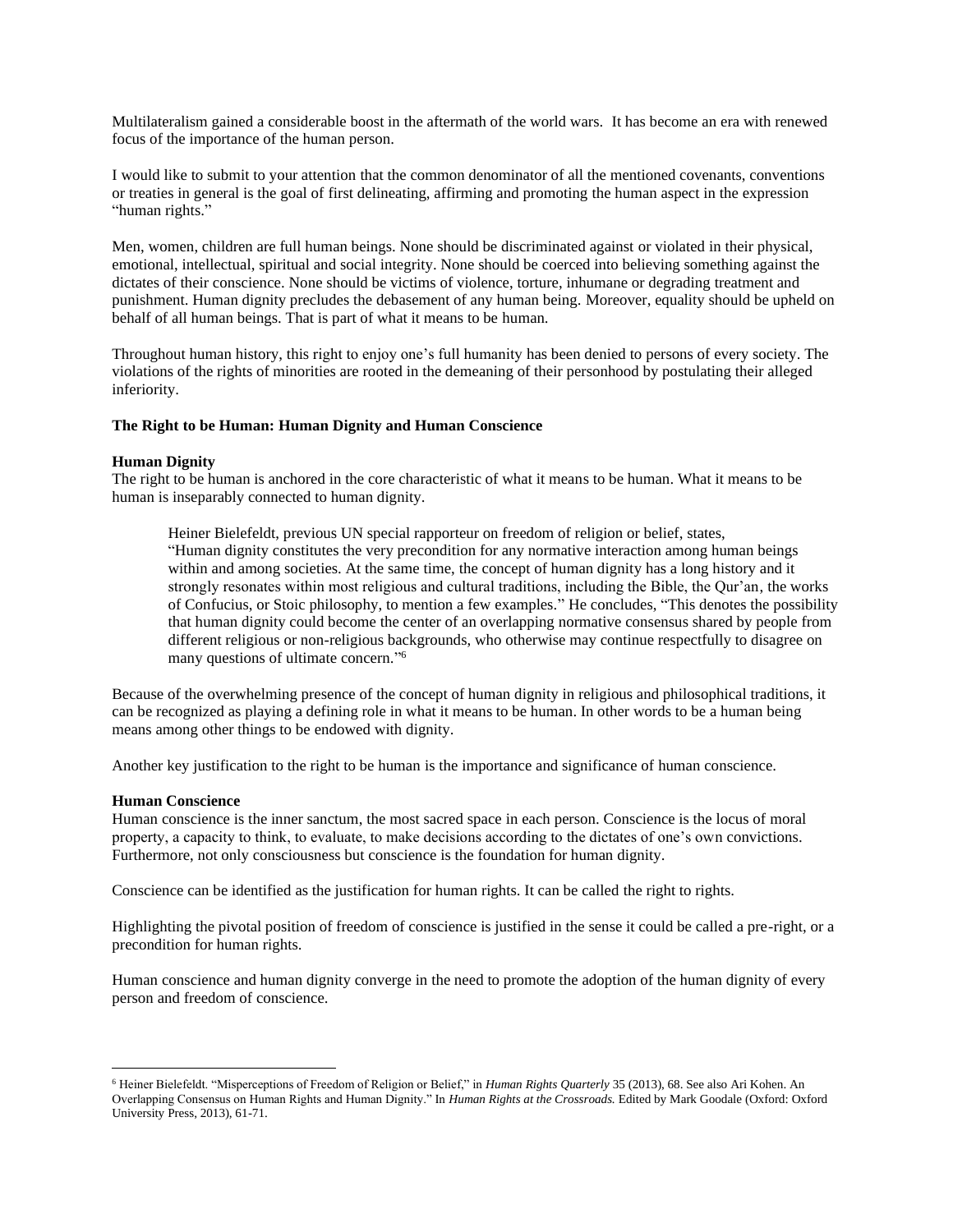Multilateralism gained a considerable boost in the aftermath of the world wars. It has become an era with renewed focus of the importance of the human person.

I would like to submit to your attention that the common denominator of all the mentioned covenants, conventions or treaties in general is the goal of first delineating, affirming and promoting the human aspect in the expression "human rights."

Men, women, children are full human beings. None should be discriminated against or violated in their physical, emotional, intellectual, spiritual and social integrity. None should be coerced into believing something against the dictates of their conscience. None should be victims of violence, torture, inhumane or degrading treatment and punishment. Human dignity precludes the debasement of any human being. Moreover, equality should be upheld on behalf of all human beings. That is part of what it means to be human.

Throughout human history, this right to enjoy one's full humanity has been denied to persons of every society. The violations of the rights of minorities are rooted in the demeaning of their personhood by postulating their alleged inferiority.

**The Right to be Human: Human Dignity and Human Conscience**

**Human Dignity**

The right to be human is anchored in the core characteristic of what it means to be human. What it means to be human is inseparably connected to human dignity.

> Heiner Bielefeldt, previous UN special rapporteur on freedom of religion or belief, states, "Human dignity constitutes the very precondition for any normative interaction among human beings within and among societies. At the same time, the concept of human dignity has a long history and it strongly resonates within most religious and cultural traditions, including the Bible, the Qur'an, the works of Confucius, or Stoic philosophy, to mention a few examples." He concludes, "This denotes the possibility that human dignity could become the center of an overlapping normative consensus shared by people from different religious or non-religious backgrounds, who otherwise may continue respectfully to disagree on many questions of ultimate concern."[6]

Because of the overwhelming presence of the concept of human dignity in religious and philosophical traditions, it can be recognized as playing a defining role in what it means to be human. In other words to be a human being means among other things to be endowed with dignity.

Another key justification to the right to be human is the importance and significance of human conscience.

**Human Conscience**

Human conscience is the inner sanctum, the most sacred space in each person. Conscience is the locus of moral property, a capacity to think, to evaluate, to make decisions according to the dictates of one's own convictions. Furthermore, not only consciousness but conscience is the foundation for human dignity.

Conscience can be identified as the justification for human rights. It can be called the right to rights.

Highlighting the pivotal position of freedom of conscience is justified in the sense it could be called a pre-right, or a precondition for human rights.

Human conscience and human dignity converge in the need to promote the adoption of the human dignity of every person and freedom of conscience.

---

[6] Heiner Bielefeldt. "Misperceptions of Freedom of Religion or Belief," in *Human Rights Quarterly* 35 (2013), 68. See also Ari Kohen. An Overlapping Consensus on Human Rights and Human Dignity." In *Human Rights at the Crossroads.* Edited by Mark Goodale (Oxford: Oxford University Press, 2013), 61-71.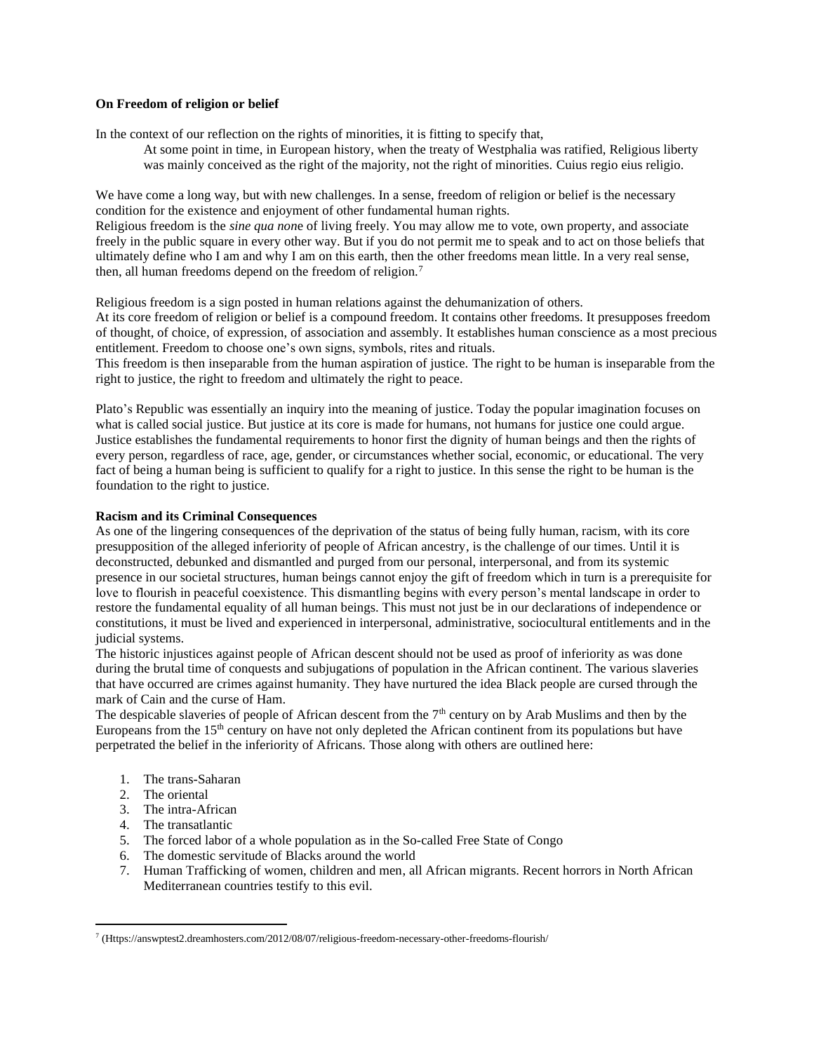**On Freedom of religion or belief**

In the context of our reflection on the rights of minorities, it is fitting to specify that,

> At some point in time, in European history, when the treaty of Westphalia was ratified, Religious liberty was mainly conceived as the right of the majority, not the right of minorities. Cuius regio eius religio.

We have come a long way, but with new challenges. In a sense, freedom of religion or belief is the necessary condition for the existence and enjoyment of other fundamental human rights.

Religious freedom is the *sine qua non*e of living freely. You may allow me to vote, own property, and associate freely in the public square in every other way. But if you do not permit me to speak and to act on those beliefs that ultimately define who I am and why I am on this earth, then the other freedoms mean little. In a very real sense, then, all human freedoms depend on the freedom of religion.[7]

Religious freedom is a sign posted in human relations against the dehumanization of others.

At its core freedom of religion or belief is a compound freedom. It contains other freedoms. It presupposes freedom of thought, of choice, of expression, of association and assembly. It establishes human conscience as a most precious entitlement. Freedom to choose one's own signs, symbols, rites and rituals.

This freedom is then inseparable from the human aspiration of justice. The right to be human is inseparable from the right to justice, the right to freedom and ultimately the right to peace.

Plato's Republic was essentially an inquiry into the meaning of justice. Today the popular imagination focuses on what is called social justice. But justice at its core is made for humans, not humans for justice one could argue. Justice establishes the fundamental requirements to honor first the dignity of human beings and then the rights of every person, regardless of race, age, gender, or circumstances whether social, economic, or educational. The very fact of being a human being is sufficient to qualify for a right to justice. In this sense the right to be human is the foundation to the right to justice.

**Racism and its Criminal Consequences**

As one of the lingering consequences of the deprivation of the status of being fully human, racism, with its core presupposition of the alleged inferiority of people of African ancestry, is the challenge of our times. Until it is deconstructed, debunked and dismantled and purged from our personal, interpersonal, and from its systemic presence in our societal structures, human beings cannot enjoy the gift of freedom which in turn is a prerequisite for love to flourish in peaceful coexistence. This dismantling begins with every person's mental landscape in order to restore the fundamental equality of all human beings. This must not just be in our declarations of independence or constitutions, it must be lived and experienced in interpersonal, administrative, sociocultural entitlements and in the judicial systems.

The historic injustices against people of African descent should not be used as proof of inferiority as was done during the brutal time of conquests and subjugations of population in the African continent. The various slaveries that have occurred are crimes against humanity. They have nurtured the idea Black people are cursed through the mark of Cain and the curse of Ham.

The despicable slaveries of people of African descent from the 7th century on by Arab Muslims and then by the Europeans from the 15th century on have not only depleted the African continent from its populations but have perpetrated the belief in the inferiority of Africans. Those along with others are outlined here:

1. The trans-Saharan
2. The oriental
3. The intra-African
4. The transatlantic
5. The forced labor of a whole population as in the So-called Free State of Congo
6. The domestic servitude of Blacks around the world
7. Human Trafficking of women, children and men, all African migrants. Recent horrors in North African Mediterranean countries testify to this evil.

---

[7] (Https://answptest2.dreamhosters.com/2012/08/07/religious-freedom-necessary-other-freedoms-flourish/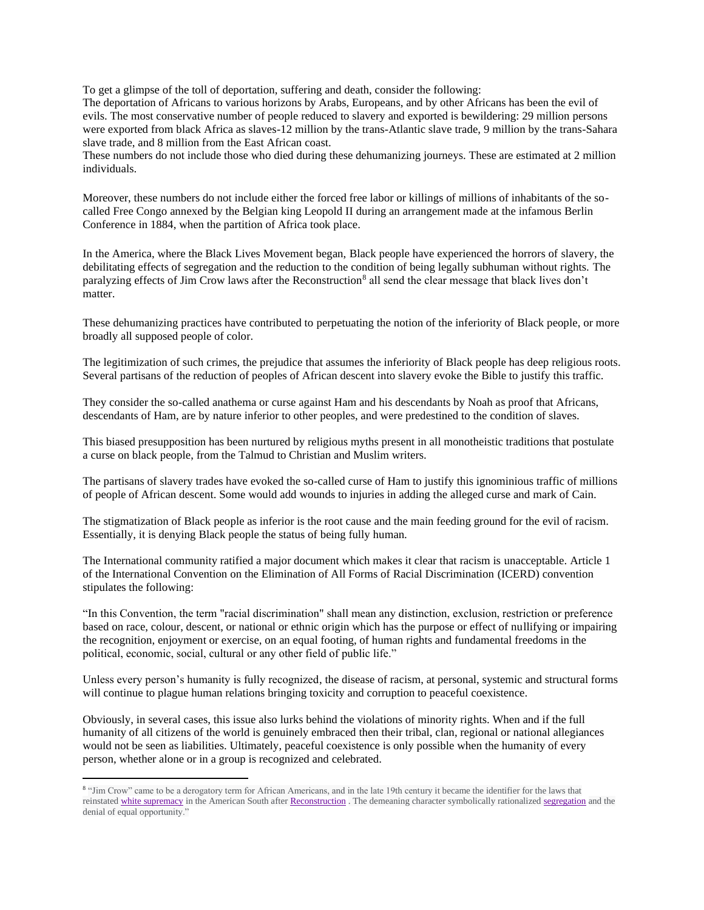To get a glimpse of the toll of deportation, suffering and death, consider the following:
The deportation of Africans to various horizons by Arabs, Europeans, and by other Africans has been the evil of evils. The most conservative number of people reduced to slavery and exported is bewildering: 29 million persons were exported from black Africa as slaves-12 million by the trans-Atlantic slave trade, 9 million by the trans-Sahara slave trade, and 8 million from the East African coast.
These numbers do not include those who died during these dehumanizing journeys. These are estimated at 2 million individuals.

Moreover, these numbers do not include either the forced free labor or killings of millions of inhabitants of the so-called Free Congo annexed by the Belgian king Leopold II during an arrangement made at the infamous Berlin Conference in 1884, when the partition of Africa took place.

In the America, where the Black Lives Movement began, Black people have experienced the horrors of slavery, the debilitating effects of segregation and the reduction to the condition of being legally subhuman without rights. The paralyzing effects of Jim Crow laws after the Reconstruction[8] all send the clear message that black lives don't matter.

These dehumanizing practices have contributed to perpetuating the notion of the inferiority of Black people, or more broadly all supposed people of color.

The legitimization of such crimes, the prejudice that assumes the inferiority of Black people has deep religious roots. Several partisans of the reduction of peoples of African descent into slavery evoke the Bible to justify this traffic.

They consider the so-called anathema or curse against Ham and his descendants by Noah as proof that Africans, descendants of Ham, are by nature inferior to other peoples, and were predestined to the condition of slaves.

This biased presupposition has been nurtured by religious myths present in all monotheistic traditions that postulate a curse on black people, from the Talmud to Christian and Muslim writers.

The partisans of slavery trades have evoked the so-called curse of Ham to justify this ignominious traffic of millions of people of African descent. Some would add wounds to injuries in adding the alleged curse and mark of Cain.

The stigmatization of Black people as inferior is the root cause and the main feeding ground for the evil of racism. Essentially, it is denying Black people the status of being fully human.

The International community ratified a major document which makes it clear that racism is unacceptable. Article 1 of the International Convention on the Elimination of All Forms of Racial Discrimination (ICERD) convention stipulates the following:

"In this Convention, the term "racial discrimination" shall mean any distinction, exclusion, restriction or preference based on race, colour, descent, or national or ethnic origin which has the purpose or effect of nullifying or impairing the recognition, enjoyment or exercise, on an equal footing, of human rights and fundamental freedoms in the political, economic, social, cultural or any other field of public life."

Unless every person's humanity is fully recognized, the disease of racism, at personal, systemic and structural forms will continue to plague human relations bringing toxicity and corruption to peaceful coexistence.

Obviously, in several cases, this issue also lurks behind the violations of minority rights. When and if the full humanity of all citizens of the world is genuinely embraced then their tribal, clan, regional or national allegiances would not be seen as liabilities. Ultimately, peaceful coexistence is only possible when the humanity of every person, whether alone or in a group is recognized and celebrated.

---

[8] "Jim Crow" came to be a derogatory term for African Americans, and in the late 19th century it became the identifier for the laws that reinstated white supremacy in the American South after Reconstruction . The demeaning character symbolically rationalized segregation and the denial of equal opportunity."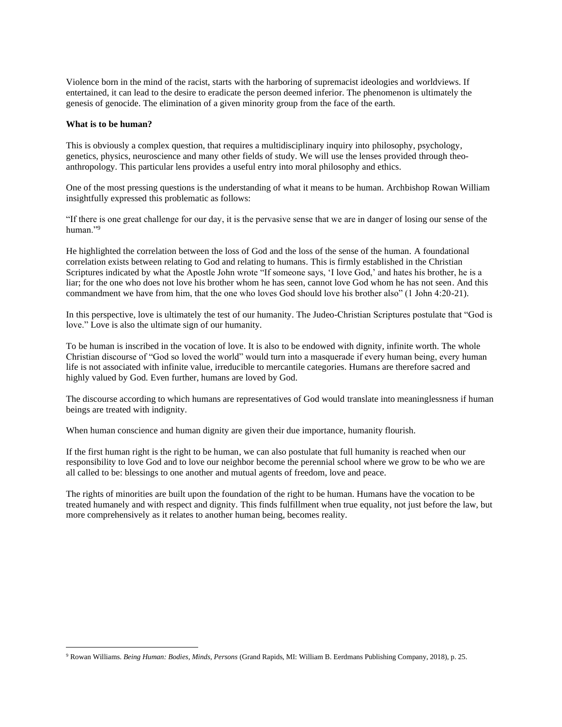Violence born in the mind of the racist, starts with the harboring of supremacist ideologies and worldviews. If entertained, it can lead to the desire to eradicate the person deemed inferior. The phenomenon is ultimately the genesis of genocide. The elimination of a given minority group from the face of the earth.

**What is to be human?**

This is obviously a complex question, that requires a multidisciplinary inquiry into philosophy, psychology, genetics, physics, neuroscience and many other fields of study. We will use the lenses provided through theo-anthropology. This particular lens provides a useful entry into moral philosophy and ethics.

One of the most pressing questions is the understanding of what it means to be human. Archbishop Rowan William insightfully expressed this problematic as follows:

"If there is one great challenge for our day, it is the pervasive sense that we are in danger of losing our sense of the human."[9]

He highlighted the correlation between the loss of God and the loss of the sense of the human. A foundational correlation exists between relating to God and relating to humans. This is firmly established in the Christian Scriptures indicated by what the Apostle John wrote "If someone says, 'I love God,' and hates his brother, he is a liar; for the one who does not love his brother whom he has seen, cannot love God whom he has not seen. And this commandment we have from him, that the one who loves God should love his brother also" (1 John 4:20-21).

In this perspective, love is ultimately the test of our humanity. The Judeo-Christian Scriptures postulate that "God is love." Love is also the ultimate sign of our humanity.

To be human is inscribed in the vocation of love. It is also to be endowed with dignity, infinite worth. The whole Christian discourse of "God so loved the world" would turn into a masquerade if every human being, every human life is not associated with infinite value, irreducible to mercantile categories. Humans are therefore sacred and highly valued by God. Even further, humans are loved by God.

The discourse according to which humans are representatives of God would translate into meaninglessness if human beings are treated with indignity.

When human conscience and human dignity are given their due importance, humanity flourish.

If the first human right is the right to be human, we can also postulate that full humanity is reached when our responsibility to love God and to love our neighbor become the perennial school where we grow to be who we are all called to be: blessings to one another and mutual agents of freedom, love and peace.

The rights of minorities are built upon the foundation of the right to be human. Humans have the vocation to be treated humanely and with respect and dignity. This finds fulfillment when true equality, not just before the law, but more comprehensively as it relates to another human being, becomes reality.

---

[9] Rowan Williams. *Being Human: Bodies, Minds, Persons* (Grand Rapids, MI: William B. Eerdmans Publishing Company, 2018), p. 25.